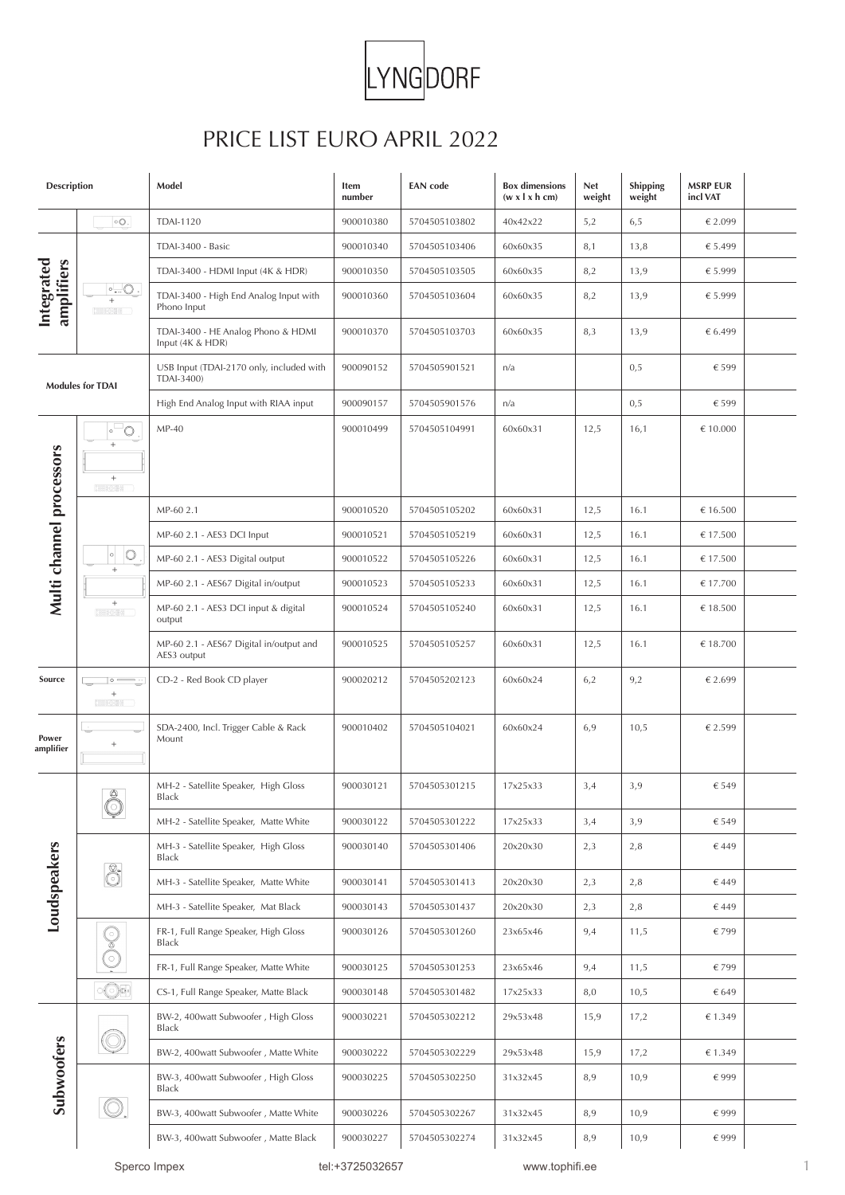LYNGDORF

# PRICE LIST EURO APRIL 2022

| Description | Model | Item number | EAN code | Box dimensions (w x l x h cm) | Net weight | Shipping weight | MSRP EUR incl VAT |
|---|---|---|---|---|---|---|---|
| | TDAI-1120 | 900010380 | 5704505103802 | 40x42x22 | 5,2 | 6,5 | € 2.099 |
| Integrated amplifiers | TDAI-3400 - Basic | 900010340 | 5704505103406 | 60x60x35 | 8,1 | 13,8 | € 5.499 |
| | TDAI-3400 - HDMI Input (4K & HDR) | 900010350 | 5704505103505 | 60x60x35 | 8,2 | 13,9 | € 5.999 |
| | TDAI-3400 - High End Analog Input with Phono Input | 900010360 | 5704505103604 | 60x60x35 | 8,2 | 13,9 | € 5.999 |
| | TDAI-3400 - HE Analog Phono & HDMI Input (4K & HDR) | 900010370 | 5704505103703 | 60x60x35 | 8,3 | 13,9 | € 6.499 |
| Modules for TDAI | USB Input (TDAI-2170 only, included with TDAI-3400) | 900090152 | 5704505901521 | n/a | | 0,5 | € 599 |
| | High End Analog Input with RIAA input | 900090157 | 5704505901576 | n/a | | 0,5 | € 599 |
| Multi channel processors | MP-40 | 900010499 | 5704505104991 | 60x60x31 | 12,5 | 16,1 | € 10.000 |
| | MP-60 2.1 | 900010520 | 5704505105202 | 60x60x31 | 12,5 | 16.1 | € 16.500 |
| | MP-60 2.1 - AES3 DCI Input | 900010521 | 5704505105219 | 60x60x31 | 12,5 | 16.1 | € 17.500 |
| | MP-60 2.1 - AES3 Digital output | 900010522 | 5704505105226 | 60x60x31 | 12,5 | 16.1 | € 17.500 |
| | MP-60 2.1 - AES67 Digital in/output | 900010523 | 5704505105233 | 60x60x31 | 12,5 | 16.1 | € 17.700 |
| | MP-60 2.1 - AES3 DCI input & digital output | 900010524 | 5704505105240 | 60x60x31 | 12,5 | 16.1 | € 18.500 |
| | MP-60 2.1 - AES67 Digital in/output and AES3 output | 900010525 | 5704505105257 | 60x60x31 | 12,5 | 16.1 | € 18.700 |
| Source | CD-2 - Red Book CD player | 900020212 | 5704505202123 | 60x60x24 | 6,2 | 9,2 | € 2.699 |
| Power amplifier | SDA-2400, Incl. Trigger Cable & Rack Mount | 900010402 | 5704505104021 | 60x60x24 | 6,9 | 10,5 | € 2.599 |
| Loudspeakers | MH-2 - Satellite Speaker, High Gloss Black | 900030121 | 5704505301215 | 17x25x33 | 3,4 | 3,9 | € 549 |
| | MH-2 - Satellite Speaker, Matte White | 900030122 | 5704505301222 | 17x25x33 | 3,4 | 3,9 | € 549 |
| | MH-3 - Satellite Speaker, High Gloss Black | 900030140 | 5704505301406 | 20x20x30 | 2,3 | 2,8 | € 449 |
| | MH-3 - Satellite Speaker, Matte White | 900030141 | 5704505301413 | 20x20x30 | 2,3 | 2,8 | € 449 |
| | MH-3 - Satellite Speaker, Mat Black | 900030143 | 5704505301437 | 20x20x30 | 2,3 | 2,8 | € 449 |
| | FR-1, Full Range Speaker, High Gloss Black | 900030126 | 5704505301260 | 23x65x46 | 9,4 | 11,5 | € 799 |
| | FR-1, Full Range Speaker, Matte White | 900030125 | 5704505301253 | 23x65x46 | 9,4 | 11,5 | € 799 |
| | CS-1, Full Range Speaker, Matte Black | 900030148 | 5704505301482 | 17x25x33 | 8,0 | 10,5 | € 649 |
| Subwoofers | BW-2, 400watt Subwoofer , High Gloss Black | 900030221 | 5704505302212 | 29x53x48 | 15,9 | 17,2 | € 1.349 |
| | BW-2, 400watt Subwoofer , Matte White | 900030222 | 5704505302229 | 29x53x48 | 15,9 | 17,2 | € 1.349 |
| | BW-3, 400watt Subwoofer , High Gloss Black | 900030225 | 5704505302250 | 31x32x45 | 8,9 | 10,9 | € 999 |
| | BW-3, 400watt Subwoofer , Matte White | 900030226 | 5704505302267 | 31x32x45 | 8,9 | 10,9 | € 999 |
| | BW-3, 400watt Subwoofer , Matte Black | 900030227 | 5704505302274 | 31x32x45 | 8,9 | 10,9 | € 999 |

Sperco Impex tel:+3725032657 www.tophifi.ee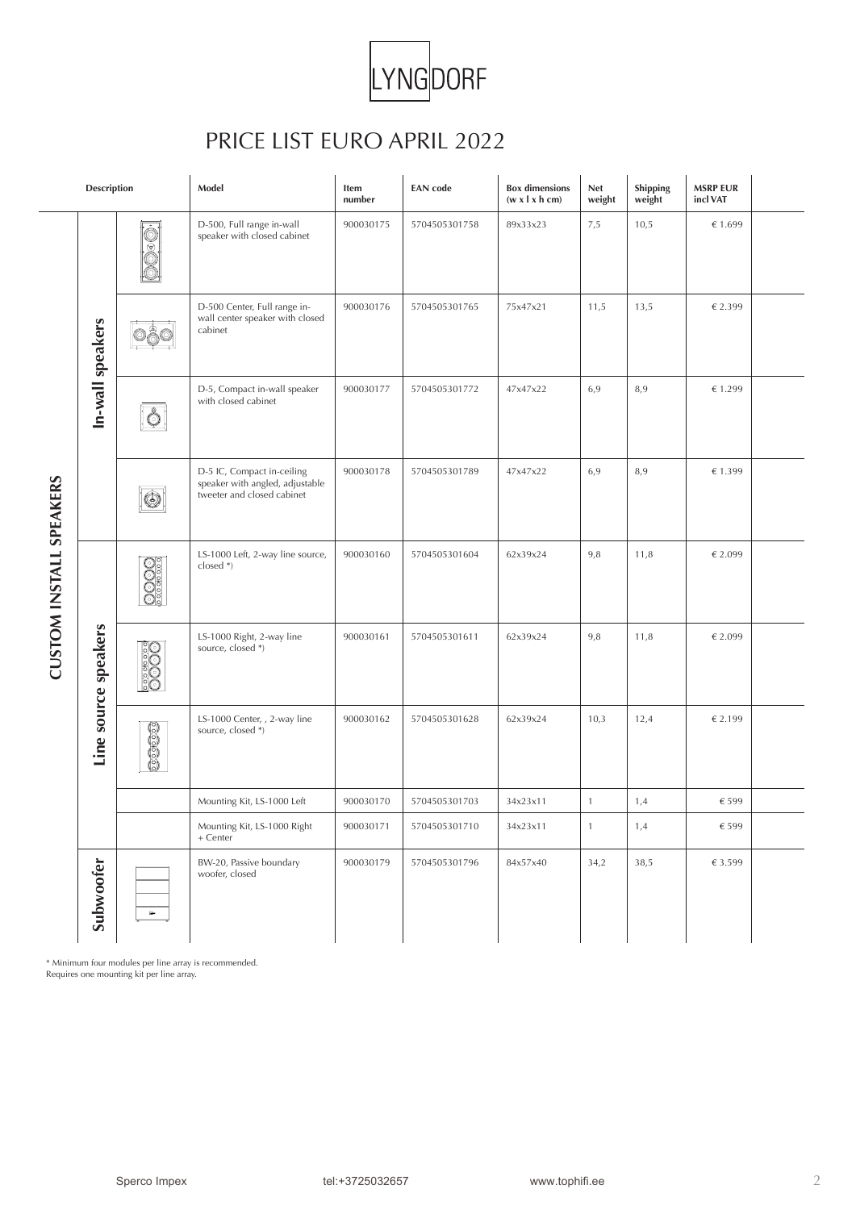LYNGDORF

# PRICE LIST EURO APRIL 2022

| Description | | Model | Item number | EAN code | Box dimensions (w x l x h cm) | Net weight | Shipping weight | MSRP EUR incl VAT |
|---|---|---|---|---|---|---|---|---|
| CUSTOM INSTALL SPEAKERS | In-wall speakers | D-500, Full range in-wall speaker with closed cabinet | 900030175 | 5704505301758 | 89x33x23 | 7,5 | 10,5 | € 1.699 |
| | | D-500 Center, Full range in-wall center speaker with closed cabinet | 900030176 | 5704505301765 | 75x47x21 | 11,5 | 13,5 | € 2.399 |
| | | D-5, Compact in-wall speaker with closed cabinet | 900030177 | 5704505301772 | 47x47x22 | 6,9 | 8,9 | € 1.299 |
| | | D-5 IC, Compact in-ceiling speaker with angled, adjustable tweeter and closed cabinet | 900030178 | 5704505301789 | 47x47x22 | 6,9 | 8,9 | € 1.399 |
| | Line source speakers | LS-1000 Left, 2-way line source, closed *) | 900030160 | 5704505301604 | 62x39x24 | 9,8 | 11,8 | € 2.099 |
| | | LS-1000 Right, 2-way line source, closed *) | 900030161 | 5704505301611 | 62x39x24 | 9,8 | 11,8 | € 2.099 |
| | | LS-1000 Center, , 2-way line source, closed *) | 900030162 | 5704505301628 | 62x39x24 | 10,3 | 12,4 | € 2.199 |
| | | Mounting Kit, LS-1000 Left | 900030170 | 5704505301703 | 34x23x11 | 1 | 1,4 | € 599 |
| | | Mounting Kit, LS-1000 Right + Center | 900030171 | 5704505301710 | 34x23x11 | 1 | 1,4 | € 599 |
| | Subwoofer | BW-20, Passive boundary woofer, closed | 900030179 | 5704505301796 | 84x57x40 | 34,2 | 38,5 | € 3.599 |

* Minimum four modules per line array is recommended.
Requires one mounting kit per line array.

Sperco Impex tel:+3725032657 www.tophifi.ee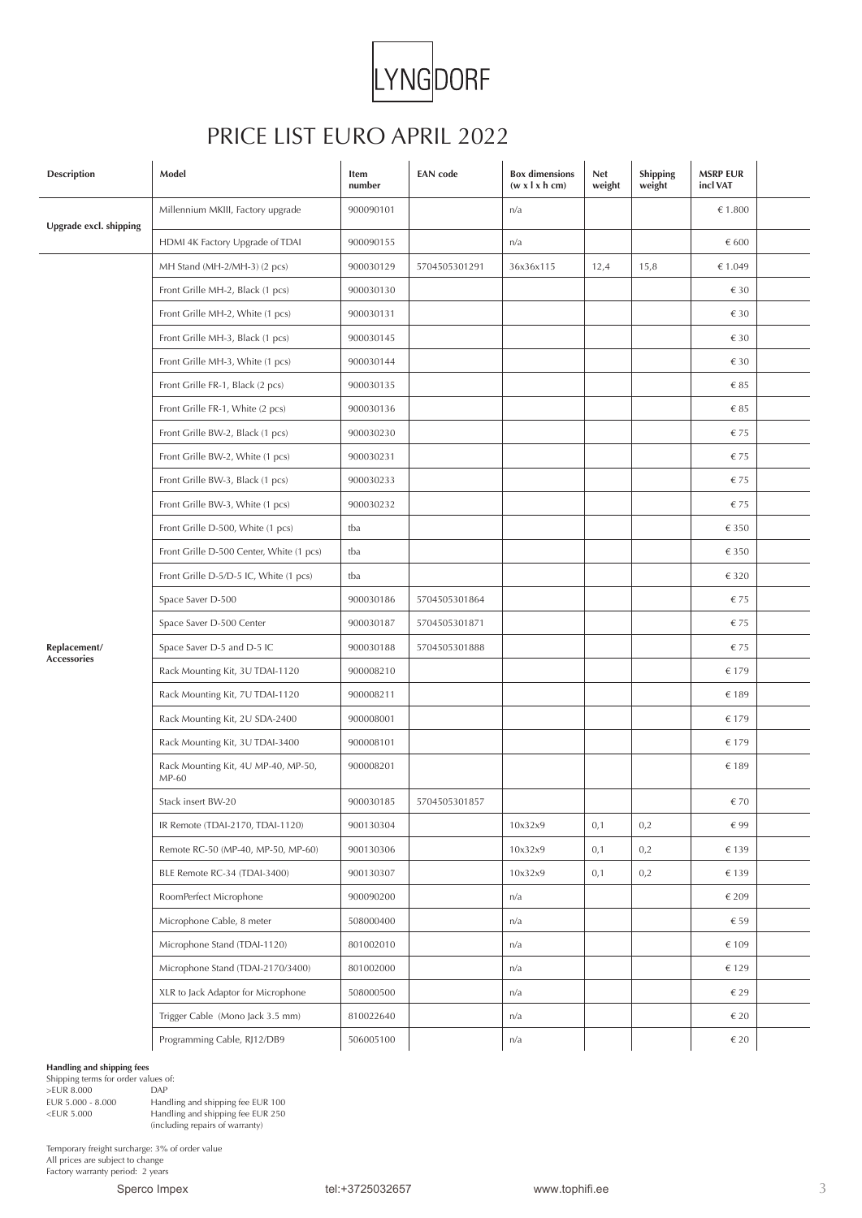# LYNGDORF

## PRICE LIST EURO APRIL 2022

| Description | Model | Item number | EAN code | Box dimensions (w x l x h cm) | Net weight | Shipping weight | MSRP EUR incl VAT | |
|---|---|---|---|---|---|---|---|---|
| Upgrade excl. shipping | Millennium MKIII, Factory upgrade | 900090101 | | n/a | | | € 1.800 | |
| | HDMI 4K Factory Upgrade of TDAI | 900090155 | | n/a | | | € 600 | |
| Replacement/ Accessories | MH Stand (MH-2/MH-3) (2 pcs) | 900030129 | 5704505301291 | 36x36x115 | 12,4 | 15,8 | € 1.049 | |
| | Front Grille MH-2, Black (1 pcs) | 900030130 | | | | | € 30 | |
| | Front Grille MH-2, White (1 pcs) | 900030131 | | | | | € 30 | |
| | Front Grille MH-3, Black (1 pcs) | 900030145 | | | | | € 30 | |
| | Front Grille MH-3, White (1 pcs) | 900030144 | | | | | € 30 | |
| | Front Grille FR-1, Black (2 pcs) | 900030135 | | | | | € 85 | |
| | Front Grille FR-1, White (2 pcs) | 900030136 | | | | | € 85 | |
| | Front Grille BW-2, Black (1 pcs) | 900030230 | | | | | € 75 | |
| | Front Grille BW-2, White (1 pcs) | 900030231 | | | | | € 75 | |
| | Front Grille BW-3, Black (1 pcs) | 900030233 | | | | | € 75 | |
| | Front Grille BW-3, White (1 pcs) | 900030232 | | | | | € 75 | |
| | Front Grille D-500, White (1 pcs) | tba | | | | | € 350 | |
| | Front Grille D-500 Center, White (1 pcs) | tba | | | | | € 350 | |
| | Front Grille D-5/D-5 IC, White (1 pcs) | tba | | | | | € 320 | |
| | Space Saver D-500 | 900030186 | 5704505301864 | | | | € 75 | |
| | Space Saver D-500 Center | 900030187 | 5704505301871 | | | | € 75 | |
| | Space Saver D-5 and D-5 IC | 900030188 | 5704505301888 | | | | € 75 | |
| | Rack Mounting Kit, 3U TDAI-1120 | 900008210 | | | | | € 179 | |
| | Rack Mounting Kit, 7U TDAI-1120 | 900008211 | | | | | € 189 | |
| | Rack Mounting Kit, 2U SDA-2400 | 900008001 | | | | | € 179 | |
| | Rack Mounting Kit, 3U TDAI-3400 | 900008101 | | | | | € 179 | |
| | Rack Mounting Kit, 4U MP-40, MP-50, MP-60 | 900008201 | | | | | € 189 | |
| | Stack insert BW-20 | 900030185 | 5704505301857 | | | | € 70 | |
| | IR Remote (TDAI-2170, TDAI-1120) | 900130304 | | 10x32x9 | 0,1 | 0,2 | € 99 | |
| | Remote RC-50 (MP-40, MP-50, MP-60) | 900130306 | | 10x32x9 | 0,1 | 0,2 | € 139 | |
| | BLE Remote RC-34 (TDAI-3400) | 900130307 | | 10x32x9 | 0,1 | 0,2 | € 139 | |
| | RoomPerfect Microphone | 900090200 | | n/a | | | € 209 | |
| | Microphone Cable, 8 meter | 508000400 | | n/a | | | € 59 | |
| | Microphone Stand (TDAI-1120) | 801002010 | | n/a | | | € 109 | |
| | Microphone Stand (TDAI-2170/3400) | 801002000 | | n/a | | | € 129 | |
| | XLR to Jack Adaptor for Microphone | 508000500 | | n/a | | | € 29 | |
| | Trigger Cable (Mono Jack 3.5 mm) | 810022640 | | n/a | | | € 20 | |
| | Programming Cable, RJ12/DB9 | 506005100 | | n/a | | | € 20 | |

**Handling and shipping fees**
Shipping terms for order values of:

| | |
|---|---|
| >EUR 8.000 | DAP |
| EUR 5.000 - 8.000 | Handling and shipping fee EUR 100 |
| <EUR 5.000 | Handling and shipping fee EUR 250 (including repairs of warranty) |

Temporary freight surcharge: 3% of order value
All prices are subject to change
Factory warranty period: 2 years

Sperco Impex tel:+3725032657 www.tophifi.ee